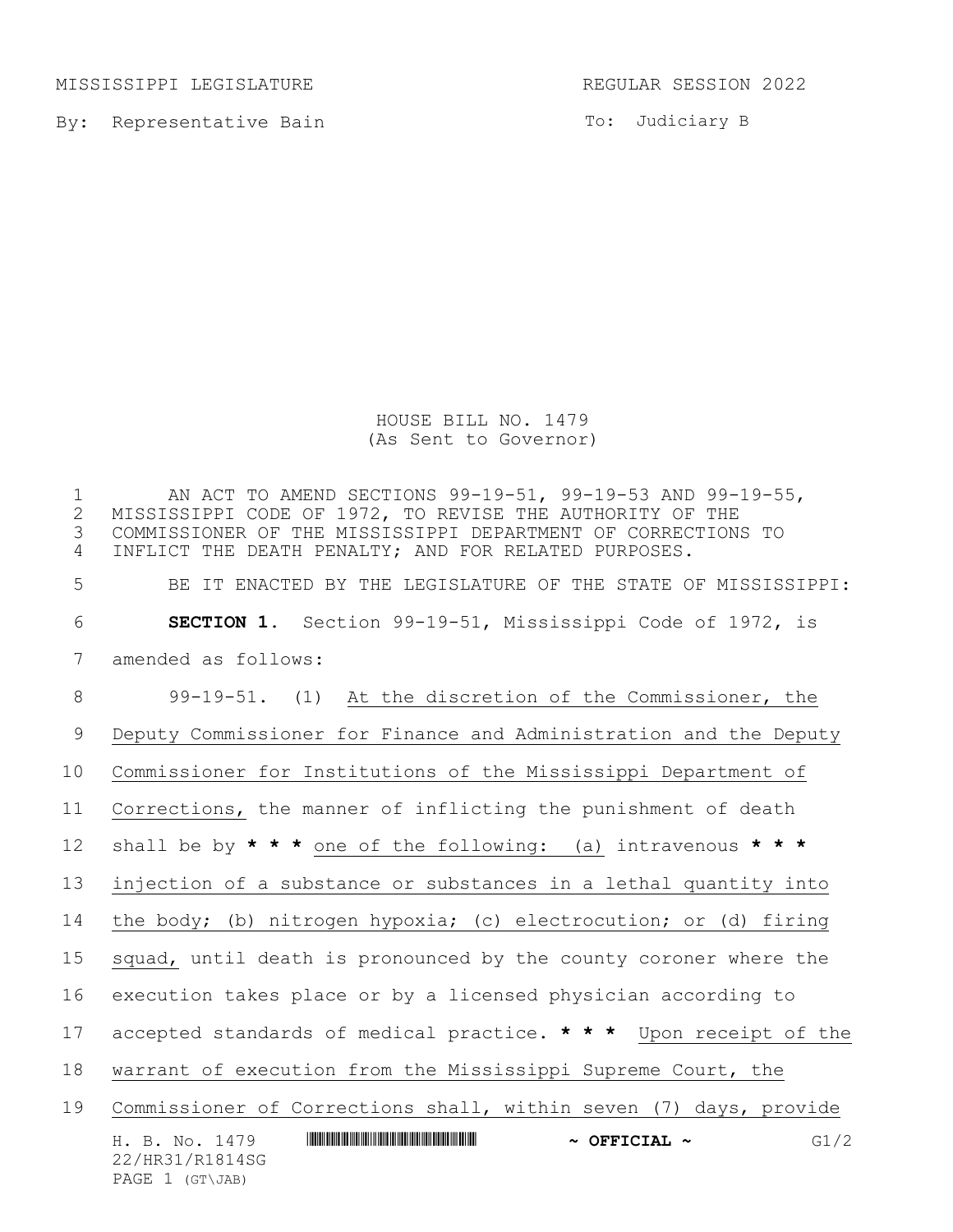MISSISSIPPI LEGISLATURE REGULAR SESSION 2022

By: Representative Bain

To: Judiciary B

HOUSE BILL NO. 1479
(As Sent to Governor)

AN ACT TO AMEND SECTIONS 99-19-51, 99-19-53 AND 99-19-55, MISSISSIPPI CODE OF 1972, TO REVISE THE AUTHORITY OF THE COMMISSIONER OF THE MISSISSIPPI DEPARTMENT OF CORRECTIONS TO INFLICT THE DEATH PENALTY; AND FOR RELATED PURPOSES.

BE IT ENACTED BY THE LEGISLATURE OF THE STATE OF MISSISSIPPI:

**SECTION 1.** Section 99-19-51, Mississippi Code of 1972, is amended as follows:

99-19-51. (1) At the discretion of the Commissioner, the Deputy Commissioner for Finance and Administration and the Deputy Commissioner for Institutions of the Mississippi Department of Corrections, the manner of inflicting the punishment of death shall be by *** one of the following: (a) intravenous *** injection of a substance or substances in a lethal quantity into the body; (b) nitrogen hypoxia; (c) electrocution; or (d) firing squad, until death is pronounced by the county coroner where the execution takes place or by a licensed physician according to accepted standards of medical practice. *** Upon receipt of the warrant of execution from the Mississippi Supreme Court, the Commissioner of Corrections shall, within seven (7) days, provide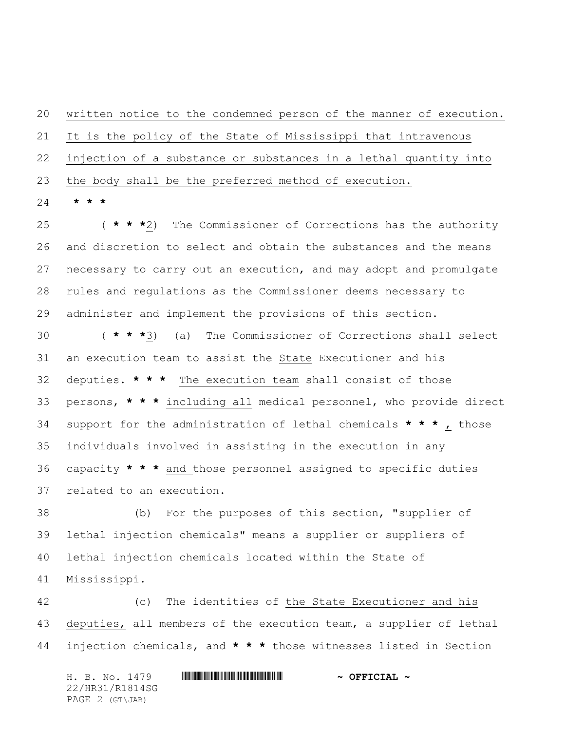written notice to the condemned person of the manner of execution. It is the policy of the State of Mississippi that intravenous injection of a substance or substances in a lethal quantity into the body shall be the preferred method of execution.

**\* \* \***

( **\* \* \***2) The Commissioner of Corrections has the authority and discretion to select and obtain the substances and the means necessary to carry out an execution, and may adopt and promulgate rules and regulations as the Commissioner deems necessary to administer and implement the provisions of this section.

( **\* \* \***3) (a) The Commissioner of Corrections shall select an execution team to assist the State Executioner and his deputies. **\* \* \*** The execution team shall consist of those persons, **\* \* \*** including all medical personnel, who provide direct support for the administration of lethal chemicals **\* \* \*** , those individuals involved in assisting in the execution in any capacity **\* \* \*** and those personnel assigned to specific duties related to an execution.

(b) For the purposes of this section, "supplier of lethal injection chemicals" means a supplier or suppliers of lethal injection chemicals located within the State of Mississippi.

(c) The identities of the State Executioner and his deputies, all members of the execution team, a supplier of lethal injection chemicals, and **\* \* \*** those witnesses listed in Section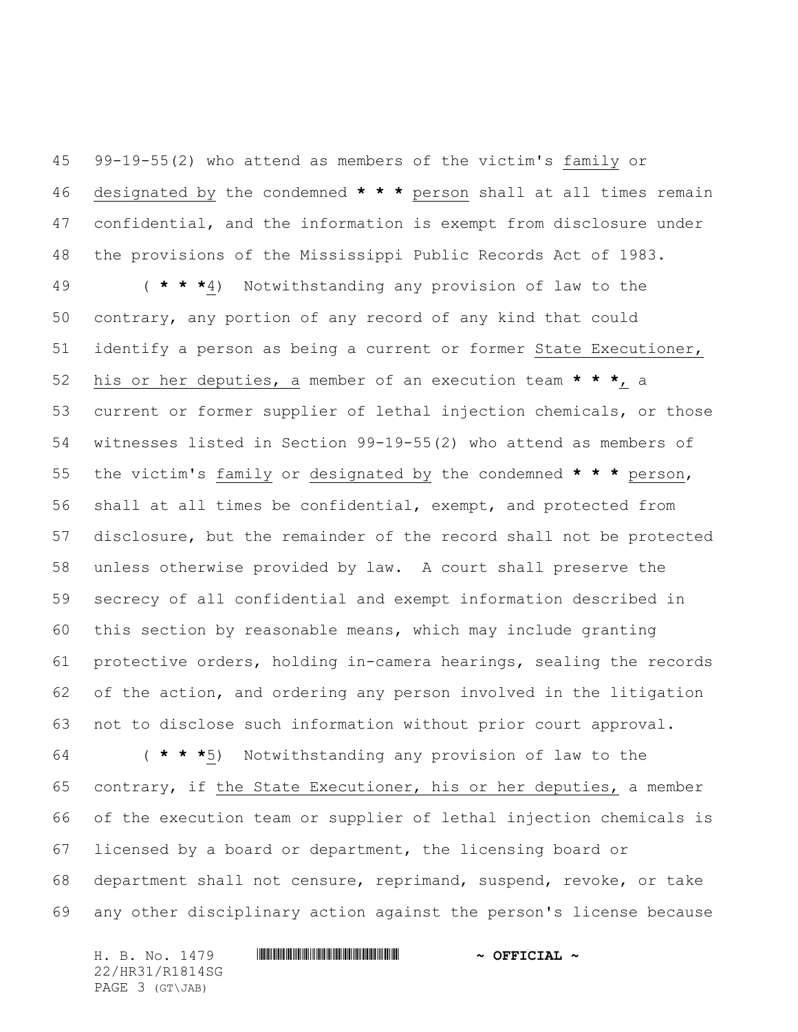99-19-55(2) who attend as members of the victim's family or designated by the condemned * * * person shall at all times remain confidential, and the information is exempt from disclosure under the provisions of the Mississippi Public Records Act of 1983.

( * * *4) Notwithstanding any provision of law to the contrary, any portion of any record of any kind that could identify a person as being a current or former State Executioner, his or her deputies, a member of an execution team * * *, a current or former supplier of lethal injection chemicals, or those witnesses listed in Section 99-19-55(2) who attend as members of the victim's family or designated by the condemned * * * person, shall at all times be confidential, exempt, and protected from disclosure, but the remainder of the record shall not be protected unless otherwise provided by law. A court shall preserve the secrecy of all confidential and exempt information described in this section by reasonable means, which may include granting protective orders, holding in-camera hearings, sealing the records of the action, and ordering any person involved in the litigation not to disclose such information without prior court approval.

( * * *5) Notwithstanding any provision of law to the contrary, if the State Executioner, his or her deputies, a member of the execution team or supplier of lethal injection chemicals is licensed by a board or department, the licensing board or department shall not censure, reprimand, suspend, revoke, or take any other disciplinary action against the person's license because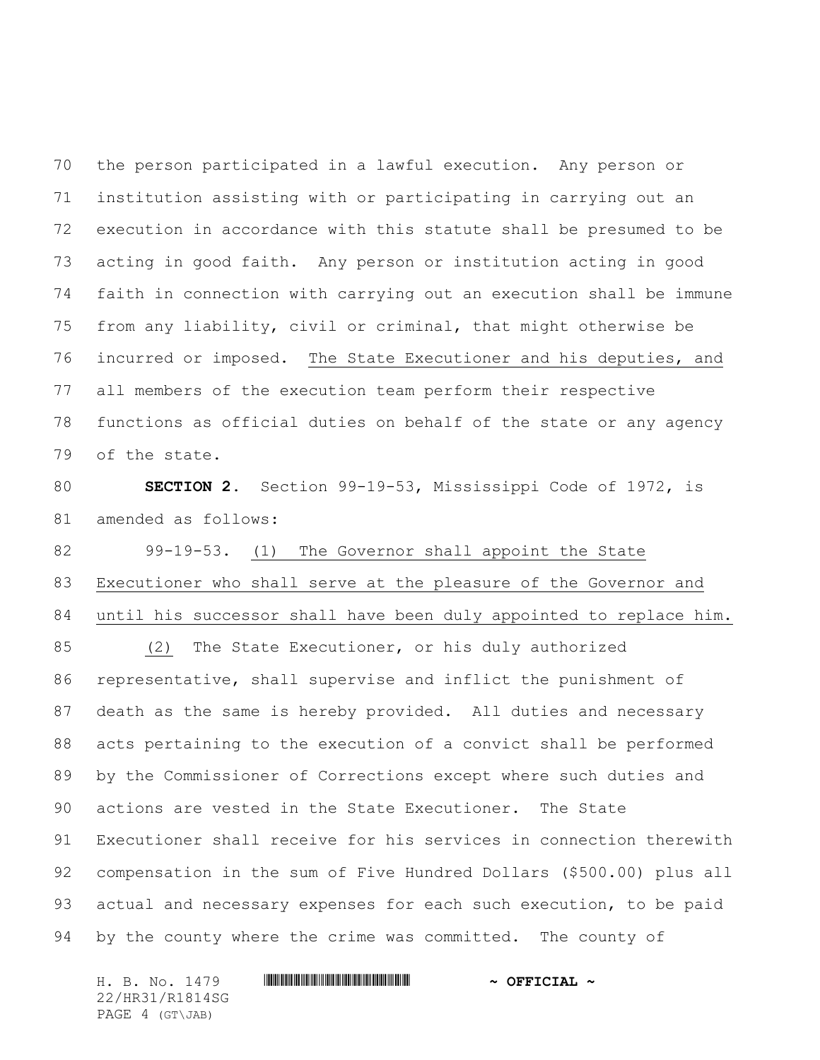the person participated in a lawful execution. Any person or institution assisting with or participating in carrying out an execution in accordance with this statute shall be presumed to be acting in good faith. Any person or institution acting in good faith in connection with carrying out an execution shall be immune from any liability, civil or criminal, that might otherwise be incurred or imposed. The State Executioner and his deputies, and all members of the execution team perform their respective functions as official duties on behalf of the state or any agency of the state.

**SECTION 2.** Section 99-19-53, Mississippi Code of 1972, is amended as follows:

99-19-53. (1) The Governor shall appoint the State Executioner who shall serve at the pleasure of the Governor and until his successor shall have been duly appointed to replace him.

(2) The State Executioner, or his duly authorized representative, shall supervise and inflict the punishment of death as the same is hereby provided. All duties and necessary acts pertaining to the execution of a convict shall be performed by the Commissioner of Corrections except where such duties and actions are vested in the State Executioner. The State Executioner shall receive for his services in connection therewith compensation in the sum of Five Hundred Dollars ($500.00) plus all actual and necessary expenses for each such execution, to be paid by the county where the crime was committed. The county of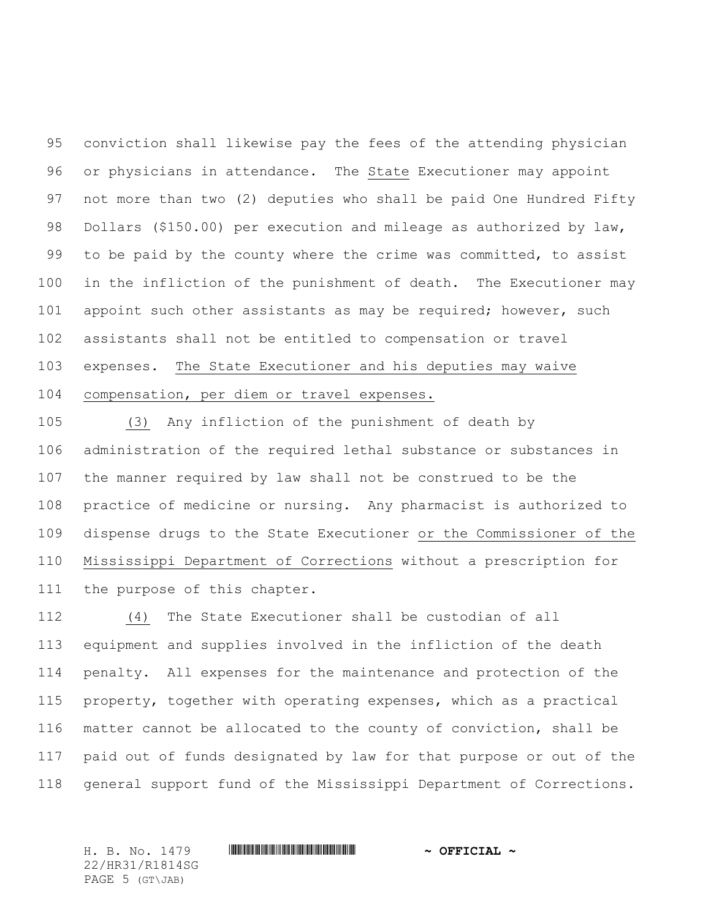conviction shall likewise pay the fees of the attending physician or physicians in attendance. The State Executioner may appoint not more than two (2) deputies who shall be paid One Hundred Fifty Dollars ($150.00) per execution and mileage as authorized by law, to be paid by the county where the crime was committed, to assist in the infliction of the punishment of death. The Executioner may appoint such other assistants as may be required; however, such assistants shall not be entitled to compensation or travel expenses. The State Executioner and his deputies may waive compensation, per diem or travel expenses.

(3) Any infliction of the punishment of death by administration of the required lethal substance or substances in the manner required by law shall not be construed to be the practice of medicine or nursing. Any pharmacist is authorized to dispense drugs to the State Executioner or the Commissioner of the Mississippi Department of Corrections without a prescription for the purpose of this chapter.

(4) The State Executioner shall be custodian of all equipment and supplies involved in the infliction of the death penalty. All expenses for the maintenance and protection of the property, together with operating expenses, which as a practical matter cannot be allocated to the county of conviction, shall be paid out of funds designated by law for that purpose or out of the general support fund of the Mississippi Department of Corrections.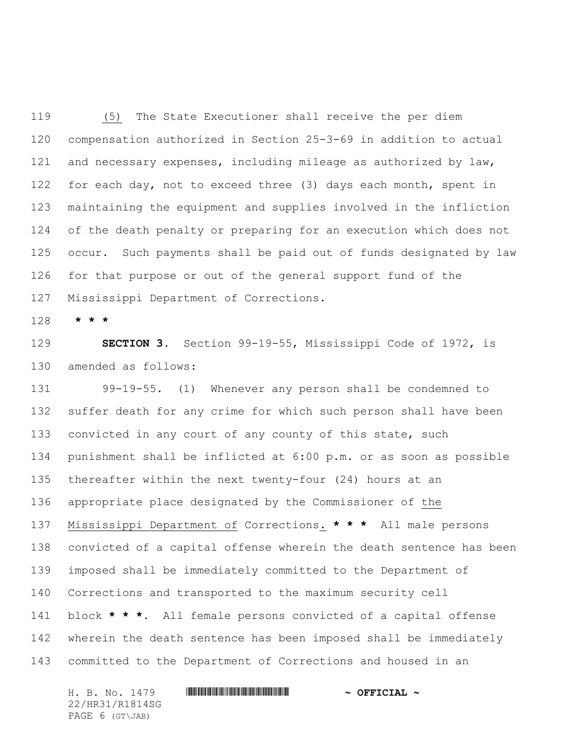(5) The State Executioner shall receive the per diem compensation authorized in Section 25-3-69 in addition to actual and necessary expenses, including mileage as authorized by law, for each day, not to exceed three (3) days each month, spent in maintaining the equipment and supplies involved in the infliction of the death penalty or preparing for an execution which does not occur. Such payments shall be paid out of funds designated by law for that purpose or out of the general support fund of the Mississippi Department of Corrections.

**\* \* \***

**SECTION 3.** Section 99-19-55, Mississippi Code of 1972, is amended as follows:

99-19-55. (1) Whenever any person shall be condemned to suffer death for any crime for which such person shall have been convicted in any court of any county of this state, such punishment shall be inflicted at 6:00 p.m. or as soon as possible thereafter within the next twenty-four (24) hours at an appropriate place designated by the Commissioner of the Mississippi Department of Corrections. **\* \* \*** All male persons convicted of a capital offense wherein the death sentence has been imposed shall be immediately committed to the Department of Corrections and transported to the maximum security cell block **\* \* \***. All female persons convicted of a capital offense wherein the death sentence has been imposed shall be immediately committed to the Department of Corrections and housed in an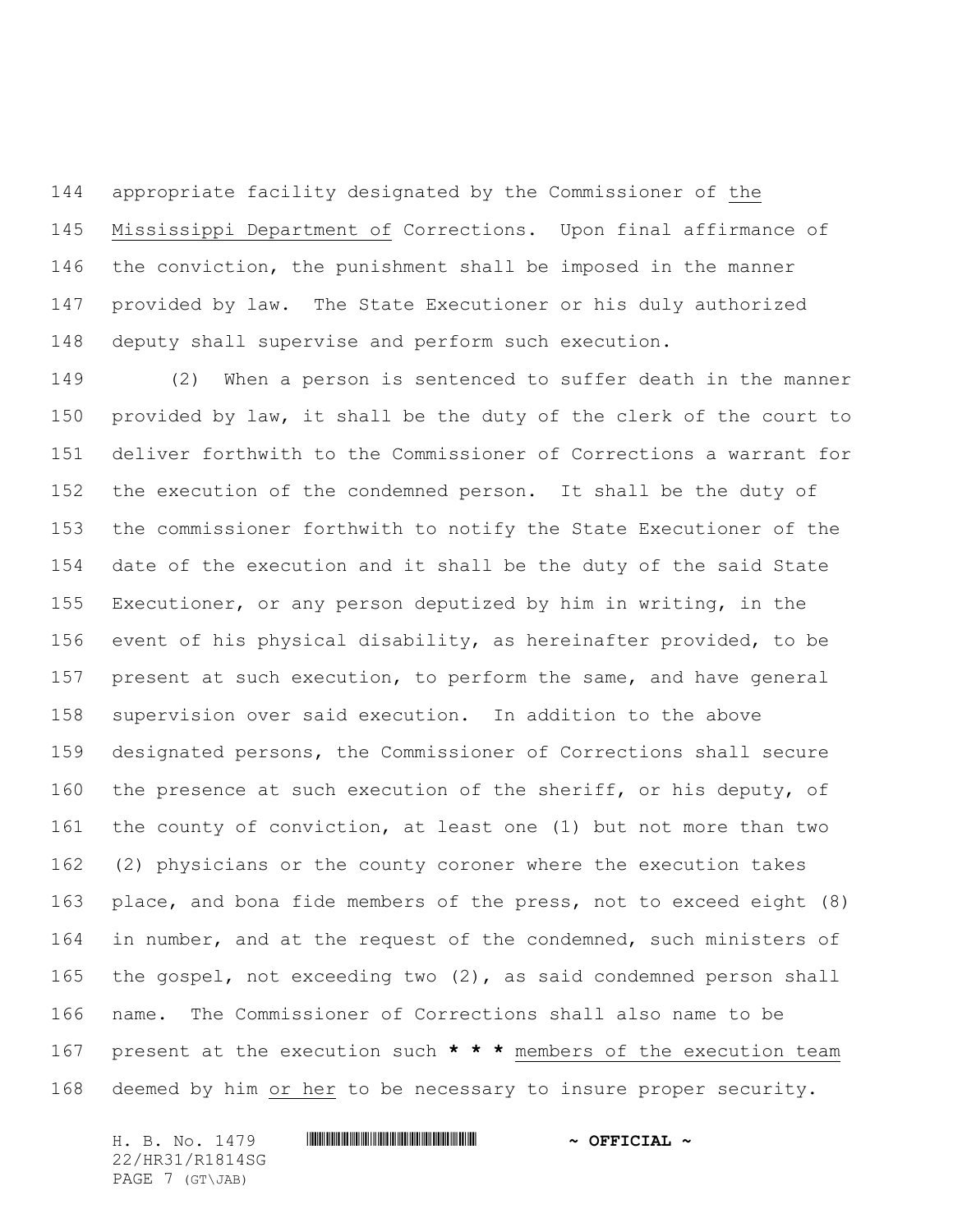appropriate facility designated by the Commissioner of the Mississippi Department of Corrections. Upon final affirmance of the conviction, the punishment shall be imposed in the manner provided by law. The State Executioner or his duly authorized deputy shall supervise and perform such execution.

(2) When a person is sentenced to suffer death in the manner provided by law, it shall be the duty of the clerk of the court to deliver forthwith to the Commissioner of Corrections a warrant for the execution of the condemned person. It shall be the duty of the commissioner forthwith to notify the State Executioner of the date of the execution and it shall be the duty of the said State Executioner, or any person deputized by him in writing, in the event of his physical disability, as hereinafter provided, to be present at such execution, to perform the same, and have general supervision over said execution. In addition to the above designated persons, the Commissioner of Corrections shall secure the presence at such execution of the sheriff, or his deputy, of the county of conviction, at least one (1) but not more than two (2) physicians or the county coroner where the execution takes place, and bona fide members of the press, not to exceed eight (8) in number, and at the request of the condemned, such ministers of the gospel, not exceeding two (2), as said condemned person shall name. The Commissioner of Corrections shall also name to be present at the execution such **\* \* \*** members of the execution team deemed by him or her to be necessary to insure proper security.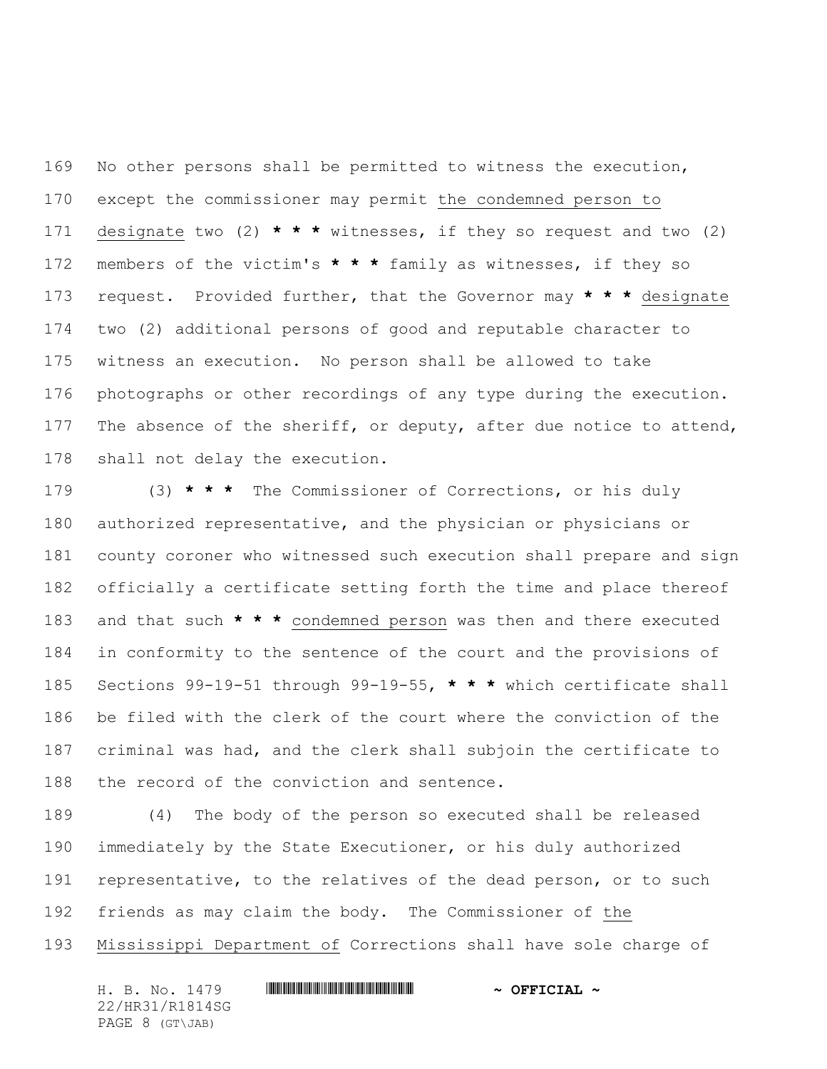No other persons shall be permitted to witness the execution, except the commissioner may permit the condemned person to designate two (2) * * * witnesses, if they so request and two (2) members of the victim's * * * family as witnesses, if they so request. Provided further, that the Governor may * * * designate two (2) additional persons of good and reputable character to witness an execution. No person shall be allowed to take photographs or other recordings of any type during the execution. The absence of the sheriff, or deputy, after due notice to attend, shall not delay the execution.

(3) * * * The Commissioner of Corrections, or his duly authorized representative, and the physician or physicians or county coroner who witnessed such execution shall prepare and sign officially a certificate setting forth the time and place thereof and that such * * * condemned person was then and there executed in conformity to the sentence of the court and the provisions of Sections 99-19-51 through 99-19-55, * * * which certificate shall be filed with the clerk of the court where the conviction of the criminal was had, and the clerk shall subjoin the certificate to the record of the conviction and sentence.

(4) The body of the person so executed shall be released immediately by the State Executioner, or his duly authorized representative, to the relatives of the dead person, or to such friends as may claim the body. The Commissioner of the Mississippi Department of Corrections shall have sole charge of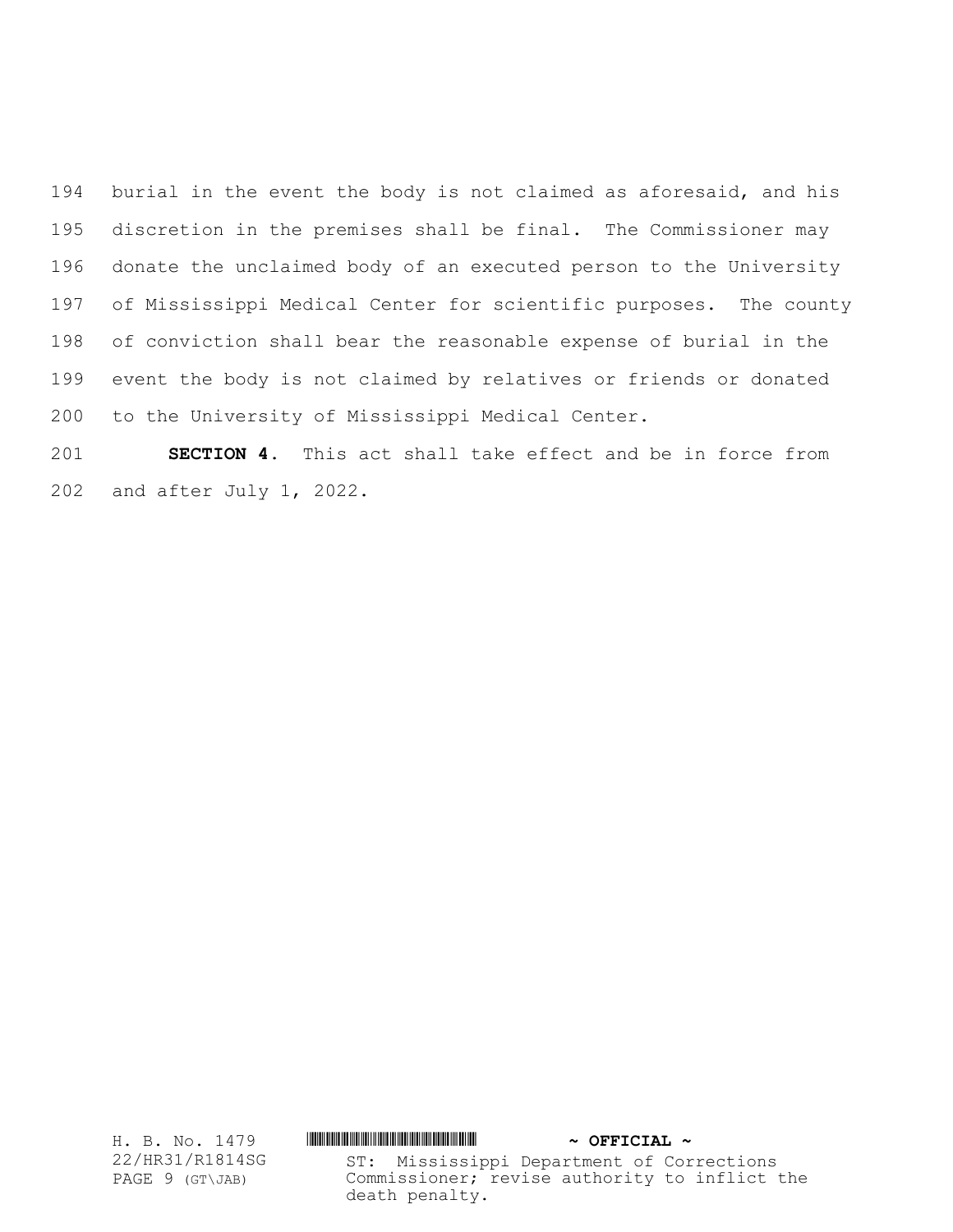burial in the event the body is not claimed as aforesaid, and his discretion in the premises shall be final. The Commissioner may donate the unclaimed body of an executed person to the University of Mississippi Medical Center for scientific purposes. The county of conviction shall bear the reasonable expense of burial in the event the body is not claimed by relatives or friends or donated to the University of Mississippi Medical Center.

**SECTION 4.** This act shall take effect and be in force from and after July 1, 2022.

ST: Mississippi Department of Corrections Commissioner; revise authority to inflict the death penalty.